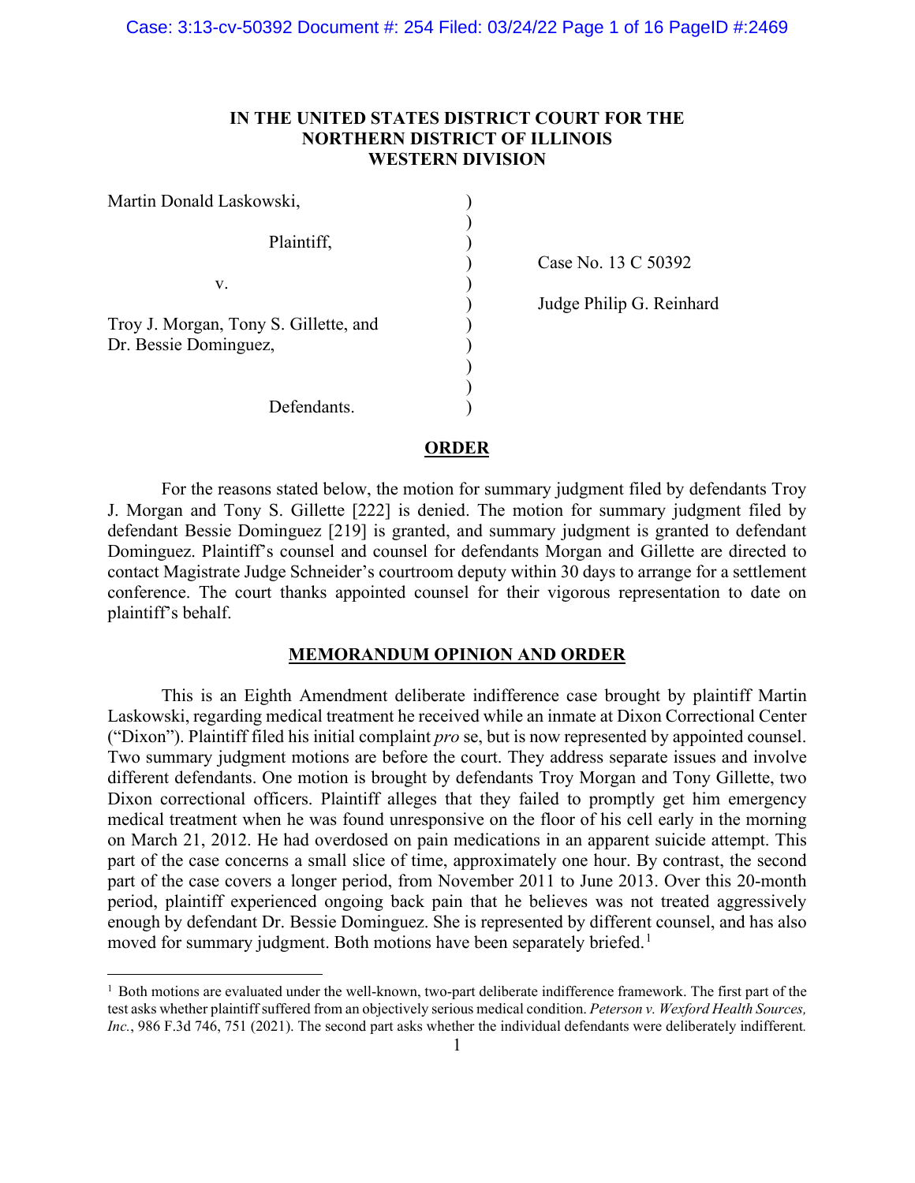**IN THE UNITED STATES DISTRICT COURT FOR THE NORTHERN DISTRICT OF ILLINOIS WESTERN DIVISION**

Martin Donald Laskowski,

Plaintiff,

v.

Troy J. Morgan, Tony S. Gillette, and Dr. Bessie Dominguez,

Defendants.

Case No. 13 C 50392

Judge Philip G. Reinhard

## ORDER

For the reasons stated below, the motion for summary judgment filed by defendants Troy J. Morgan and Tony S. Gillette [222] is denied. The motion for summary judgment filed by defendant Bessie Dominguez [219] is granted, and summary judgment is granted to defendant Dominguez. Plaintiff's counsel and counsel for defendants Morgan and Gillette are directed to contact Magistrate Judge Schneider's courtroom deputy within 30 days to arrange for a settlement conference. The court thanks appointed counsel for their vigorous representation to date on plaintiff's behalf.

## MEMORANDUM OPINION AND ORDER

This is an Eighth Amendment deliberate indifference case brought by plaintiff Martin Laskowski, regarding medical treatment he received while an inmate at Dixon Correctional Center ("Dixon"). Plaintiff filed his initial complaint *pro* se, but is now represented by appointed counsel. Two summary judgment motions are before the court. They address separate issues and involve different defendants. One motion is brought by defendants Troy Morgan and Tony Gillette, two Dixon correctional officers. Plaintiff alleges that they failed to promptly get him emergency medical treatment when he was found unresponsive on the floor of his cell early in the morning on March 21, 2012. He had overdosed on pain medications in an apparent suicide attempt. This part of the case concerns a small slice of time, approximately one hour. By contrast, the second part of the case covers a longer period, from November 2011 to June 2013. Over this 20-month period, plaintiff experienced ongoing back pain that he believes was not treated aggressively enough by defendant Dr. Bessie Dominguez. She is represented by different counsel, and has also moved for summary judgment. Both motions have been separately briefed.[1]

[1] Both motions are evaluated under the well-known, two-part deliberate indifference framework. The first part of the test asks whether plaintiff suffered from an objectively serious medical condition. *Peterson v. Wexford Health Sources, Inc.*, 986 F.3d 746, 751 (2021). The second part asks whether the individual defendants were deliberately indifferent.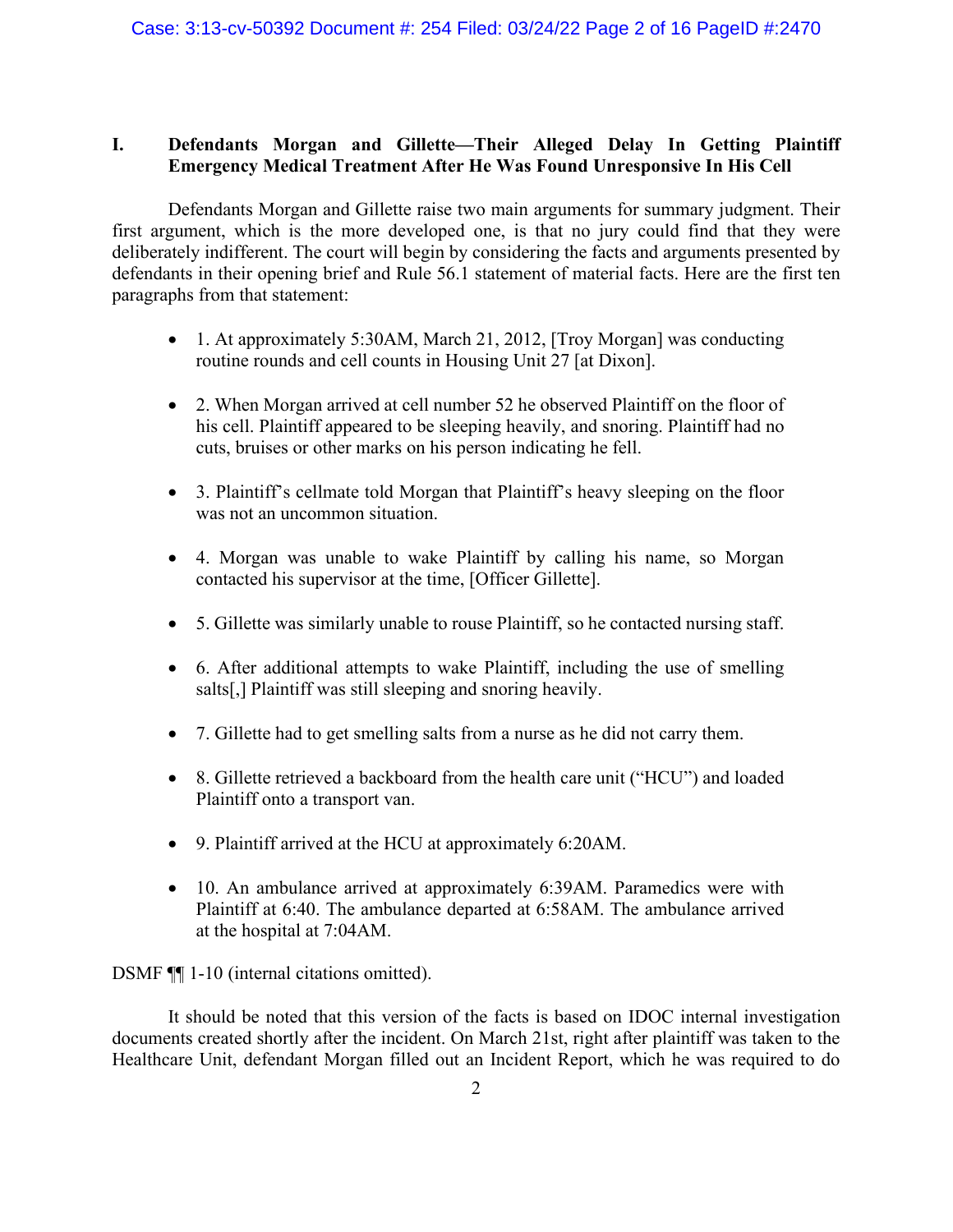## I. Defendants Morgan and Gillette—Their Alleged Delay In Getting Plaintiff Emergency Medical Treatment After He Was Found Unresponsive In His Cell

Defendants Morgan and Gillette raise two main arguments for summary judgment. Their first argument, which is the more developed one, is that no jury could find that they were deliberately indifferent. The court will begin by considering the facts and arguments presented by defendants in their opening brief and Rule 56.1 statement of material facts. Here are the first ten paragraphs from that statement:

- 1. At approximately 5:30AM, March 21, 2012, [Troy Morgan] was conducting routine rounds and cell counts in Housing Unit 27 [at Dixon].
- 2. When Morgan arrived at cell number 52 he observed Plaintiff on the floor of his cell. Plaintiff appeared to be sleeping heavily, and snoring. Plaintiff had no cuts, bruises or other marks on his person indicating he fell.
- 3. Plaintiff's cellmate told Morgan that Plaintiff's heavy sleeping on the floor was not an uncommon situation.
- 4. Morgan was unable to wake Plaintiff by calling his name, so Morgan contacted his supervisor at the time, [Officer Gillette].
- 5. Gillette was similarly unable to rouse Plaintiff, so he contacted nursing staff.
- 6. After additional attempts to wake Plaintiff, including the use of smelling salts[,] Plaintiff was still sleeping and snoring heavily.
- 7. Gillette had to get smelling salts from a nurse as he did not carry them.
- 8. Gillette retrieved a backboard from the health care unit ("HCU") and loaded Plaintiff onto a transport van.
- 9. Plaintiff arrived at the HCU at approximately 6:20AM.
- 10. An ambulance arrived at approximately 6:39AM. Paramedics were with Plaintiff at 6:40. The ambulance departed at 6:58AM. The ambulance arrived at the hospital at 7:04AM.

DSMF ¶¶ 1-10 (internal citations omitted).

It should be noted that this version of the facts is based on IDOC internal investigation documents created shortly after the incident. On March 21st, right after plaintiff was taken to the Healthcare Unit, defendant Morgan filled out an Incident Report, which he was required to do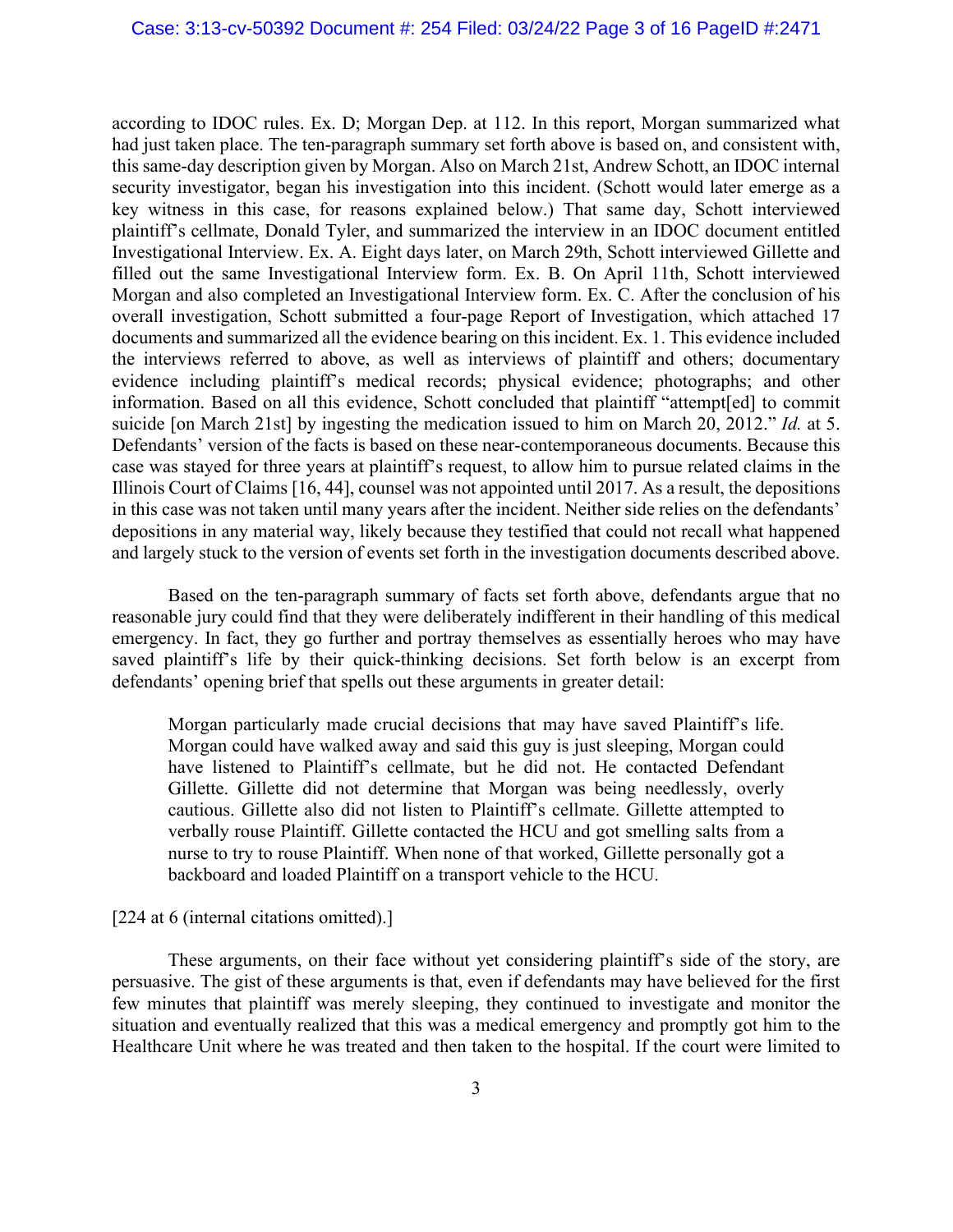according to IDOC rules. Ex. D; Morgan Dep. at 112. In this report, Morgan summarized what had just taken place. The ten-paragraph summary set forth above is based on, and consistent with, this same-day description given by Morgan. Also on March 21st, Andrew Schott, an IDOC internal security investigator, began his investigation into this incident. (Schott would later emerge as a key witness in this case, for reasons explained below.) That same day, Schott interviewed plaintiff's cellmate, Donald Tyler, and summarized the interview in an IDOC document entitled Investigational Interview. Ex. A. Eight days later, on March 29th, Schott interviewed Gillette and filled out the same Investigational Interview form. Ex. B. On April 11th, Schott interviewed Morgan and also completed an Investigational Interview form. Ex. C. After the conclusion of his overall investigation, Schott submitted a four-page Report of Investigation, which attached 17 documents and summarized all the evidence bearing on this incident. Ex. 1. This evidence included the interviews referred to above, as well as interviews of plaintiff and others; documentary evidence including plaintiff's medical records; physical evidence; photographs; and other information. Based on all this evidence, Schott concluded that plaintiff "attempt[ed] to commit suicide [on March 21st] by ingesting the medication issued to him on March 20, 2012." *Id.* at 5. Defendants' version of the facts is based on these near-contemporaneous documents. Because this case was stayed for three years at plaintiff's request, to allow him to pursue related claims in the Illinois Court of Claims [16, 44], counsel was not appointed until 2017. As a result, the depositions in this case was not taken until many years after the incident. Neither side relies on the defendants' depositions in any material way, likely because they testified that could not recall what happened and largely stuck to the version of events set forth in the investigation documents described above.

Based on the ten-paragraph summary of facts set forth above, defendants argue that no reasonable jury could find that they were deliberately indifferent in their handling of this medical emergency. In fact, they go further and portray themselves as essentially heroes who may have saved plaintiff's life by their quick-thinking decisions. Set forth below is an excerpt from defendants' opening brief that spells out these arguments in greater detail:

> Morgan particularly made crucial decisions that may have saved Plaintiff's life. Morgan could have walked away and said this guy is just sleeping, Morgan could have listened to Plaintiff's cellmate, but he did not. He contacted Defendant Gillette. Gillette did not determine that Morgan was being needlessly, overly cautious. Gillette also did not listen to Plaintiff's cellmate. Gillette attempted to verbally rouse Plaintiff. Gillette contacted the HCU and got smelling salts from a nurse to try to rouse Plaintiff. When none of that worked, Gillette personally got a backboard and loaded Plaintiff on a transport vehicle to the HCU.

[224 at 6 (internal citations omitted).]

These arguments, on their face without yet considering plaintiff's side of the story, are persuasive. The gist of these arguments is that, even if defendants may have believed for the first few minutes that plaintiff was merely sleeping, they continued to investigate and monitor the situation and eventually realized that this was a medical emergency and promptly got him to the Healthcare Unit where he was treated and then taken to the hospital. If the court were limited to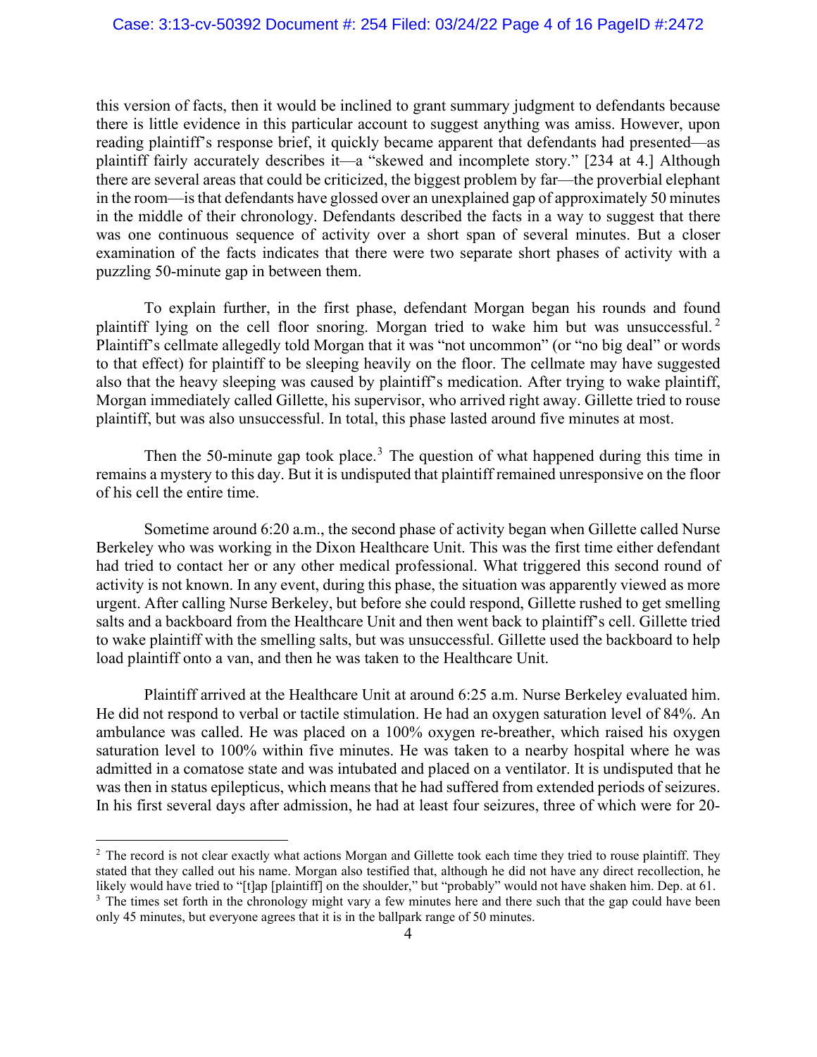this version of facts, then it would be inclined to grant summary judgment to defendants because there is little evidence in this particular account to suggest anything was amiss. However, upon reading plaintiff's response brief, it quickly became apparent that defendants had presented—as plaintiff fairly accurately describes it—a "skewed and incomplete story." [234 at 4.] Although there are several areas that could be criticized, the biggest problem by far—the proverbial elephant in the room—is that defendants have glossed over an unexplained gap of approximately 50 minutes in the middle of their chronology. Defendants described the facts in a way to suggest that there was one continuous sequence of activity over a short span of several minutes. But a closer examination of the facts indicates that there were two separate short phases of activity with a puzzling 50-minute gap in between them.

To explain further, in the first phase, defendant Morgan began his rounds and found plaintiff lying on the cell floor snoring. Morgan tried to wake him but was unsuccessful.[2] Plaintiff's cellmate allegedly told Morgan that it was "not uncommon" (or "no big deal" or words to that effect) for plaintiff to be sleeping heavily on the floor. The cellmate may have suggested also that the heavy sleeping was caused by plaintiff's medication. After trying to wake plaintiff, Morgan immediately called Gillette, his supervisor, who arrived right away. Gillette tried to rouse plaintiff, but was also unsuccessful. In total, this phase lasted around five minutes at most.

Then the 50-minute gap took place.[3] The question of what happened during this time in remains a mystery to this day. But it is undisputed that plaintiff remained unresponsive on the floor of his cell the entire time.

Sometime around 6:20 a.m., the second phase of activity began when Gillette called Nurse Berkeley who was working in the Dixon Healthcare Unit. This was the first time either defendant had tried to contact her or any other medical professional. What triggered this second round of activity is not known. In any event, during this phase, the situation was apparently viewed as more urgent. After calling Nurse Berkeley, but before she could respond, Gillette rushed to get smelling salts and a backboard from the Healthcare Unit and then went back to plaintiff's cell. Gillette tried to wake plaintiff with the smelling salts, but was unsuccessful. Gillette used the backboard to help load plaintiff onto a van, and then he was taken to the Healthcare Unit.

Plaintiff arrived at the Healthcare Unit at around 6:25 a.m. Nurse Berkeley evaluated him. He did not respond to verbal or tactile stimulation. He had an oxygen saturation level of 84%. An ambulance was called. He was placed on a 100% oxygen re-breather, which raised his oxygen saturation level to 100% within five minutes. He was taken to a nearby hospital where he was admitted in a comatose state and was intubated and placed on a ventilator. It is undisputed that he was then in status epilepticus, which means that he had suffered from extended periods of seizures. In his first several days after admission, he had at least four seizures, three of which were for 20-

---

[2] The record is not clear exactly what actions Morgan and Gillette took each time they tried to rouse plaintiff. They stated that they called out his name. Morgan also testified that, although he did not have any direct recollection, he likely would have tried to "[t]ap [plaintiff] on the shoulder," but "probably" would not have shaken him. Dep. at 61.

[3] The times set forth in the chronology might vary a few minutes here and there such that the gap could have been only 45 minutes, but everyone agrees that it is in the ballpark range of 50 minutes.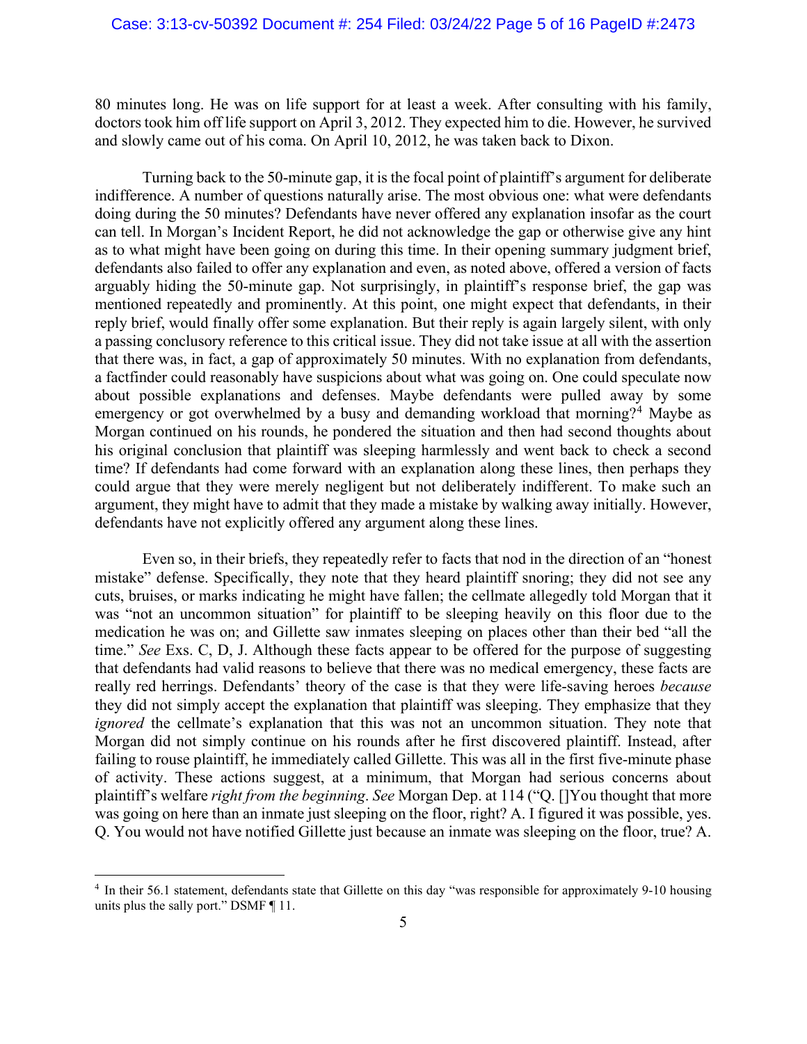80 minutes long. He was on life support for at least a week. After consulting with his family, doctors took him off life support on April 3, 2012. They expected him to die. However, he survived and slowly came out of his coma. On April 10, 2012, he was taken back to Dixon.

Turning back to the 50-minute gap, it is the focal point of plaintiff's argument for deliberate indifference. A number of questions naturally arise. The most obvious one: what were defendants doing during the 50 minutes? Defendants have never offered any explanation insofar as the court can tell. In Morgan's Incident Report, he did not acknowledge the gap or otherwise give any hint as to what might have been going on during this time. In their opening summary judgment brief, defendants also failed to offer any explanation and even, as noted above, offered a version of facts arguably hiding the 50-minute gap. Not surprisingly, in plaintiff's response brief, the gap was mentioned repeatedly and prominently. At this point, one might expect that defendants, in their reply brief, would finally offer some explanation. But their reply is again largely silent, with only a passing conclusory reference to this critical issue. They did not take issue at all with the assertion that there was, in fact, a gap of approximately 50 minutes. With no explanation from defendants, a factfinder could reasonably have suspicions about what was going on. One could speculate now about possible explanations and defenses. Maybe defendants were pulled away by some emergency or got overwhelmed by a busy and demanding workload that morning?[4] Maybe as Morgan continued on his rounds, he pondered the situation and then had second thoughts about his original conclusion that plaintiff was sleeping harmlessly and went back to check a second time? If defendants had come forward with an explanation along these lines, then perhaps they could argue that they were merely negligent but not deliberately indifferent. To make such an argument, they might have to admit that they made a mistake by walking away initially. However, defendants have not explicitly offered any argument along these lines.

Even so, in their briefs, they repeatedly refer to facts that nod in the direction of an "honest mistake" defense. Specifically, they note that they heard plaintiff snoring; they did not see any cuts, bruises, or marks indicating he might have fallen; the cellmate allegedly told Morgan that it was "not an uncommon situation" for plaintiff to be sleeping heavily on this floor due to the medication he was on; and Gillette saw inmates sleeping on places other than their bed "all the time." *See* Exs. C, D, J. Although these facts appear to be offered for the purpose of suggesting that defendants had valid reasons to believe that there was no medical emergency, these facts are really red herrings. Defendants' theory of the case is that they were life-saving heroes *because* they did not simply accept the explanation that plaintiff was sleeping. They emphasize that they *ignored* the cellmate's explanation that this was not an uncommon situation. They note that Morgan did not simply continue on his rounds after he first discovered plaintiff. Instead, after failing to rouse plaintiff, he immediately called Gillette. This was all in the first five-minute phase of activity. These actions suggest, at a minimum, that Morgan had serious concerns about plaintiff's welfare *right from the beginning*. *See* Morgan Dep. at 114 ("Q. []You thought that more was going on here than an inmate just sleeping on the floor, right? A. I figured it was possible, yes. Q. You would not have notified Gillette just because an inmate was sleeping on the floor, true? A.

---

[4] In their 56.1 statement, defendants state that Gillette on this day "was responsible for approximately 9-10 housing units plus the sally port." DSMF ¶ 11.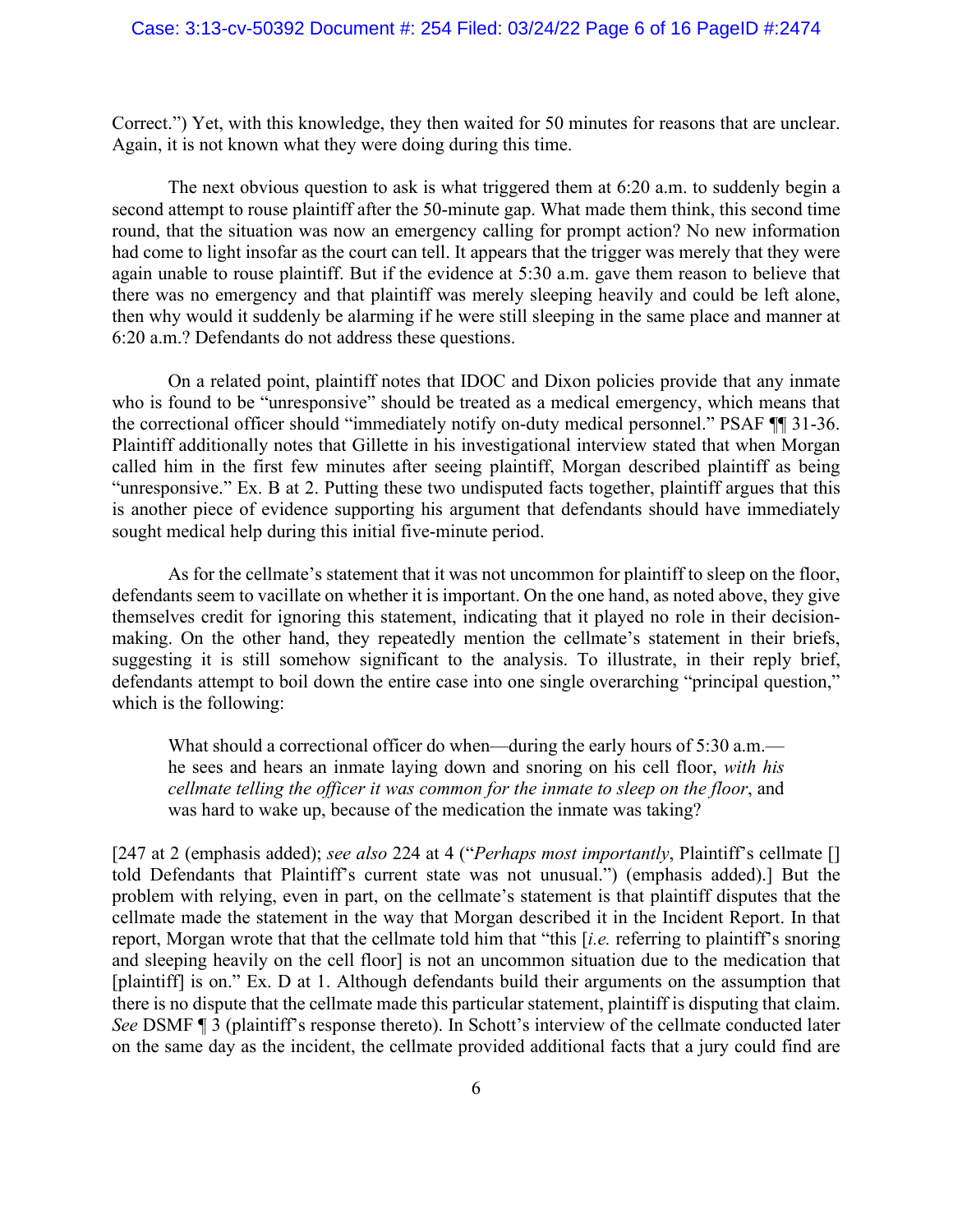Correct.") Yet, with this knowledge, they then waited for 50 minutes for reasons that are unclear. Again, it is not known what they were doing during this time.

The next obvious question to ask is what triggered them at 6:20 a.m. to suddenly begin a second attempt to rouse plaintiff after the 50-minute gap. What made them think, this second time round, that the situation was now an emergency calling for prompt action? No new information had come to light insofar as the court can tell. It appears that the trigger was merely that they were again unable to rouse plaintiff. But if the evidence at 5:30 a.m. gave them reason to believe that there was no emergency and that plaintiff was merely sleeping heavily and could be left alone, then why would it suddenly be alarming if he were still sleeping in the same place and manner at 6:20 a.m.? Defendants do not address these questions.

On a related point, plaintiff notes that IDOC and Dixon policies provide that any inmate who is found to be "unresponsive" should be treated as a medical emergency, which means that the correctional officer should "immediately notify on-duty medical personnel." PSAF ¶¶ 31-36. Plaintiff additionally notes that Gillette in his investigational interview stated that when Morgan called him in the first few minutes after seeing plaintiff, Morgan described plaintiff as being "unresponsive." Ex. B at 2. Putting these two undisputed facts together, plaintiff argues that this is another piece of evidence supporting his argument that defendants should have immediately sought medical help during this initial five-minute period.

As for the cellmate's statement that it was not uncommon for plaintiff to sleep on the floor, defendants seem to vacillate on whether it is important. On the one hand, as noted above, they give themselves credit for ignoring this statement, indicating that it played no role in their decision-making. On the other hand, they repeatedly mention the cellmate's statement in their briefs, suggesting it is still somehow significant to the analysis. To illustrate, in their reply brief, defendants attempt to boil down the entire case into one single overarching "principal question," which is the following:

> What should a correctional officer do when—during the early hours of 5:30 a.m.—he sees and hears an inmate laying down and snoring on his cell floor, *with his cellmate telling the officer it was common for the inmate to sleep on the floor*, and was hard to wake up, because of the medication the inmate was taking?

[247 at 2 (emphasis added); *see also* 224 at 4 ("*Perhaps most importantly*, Plaintiff's cellmate [] told Defendants that Plaintiff's current state was not unusual.") (emphasis added).] But the problem with relying, even in part, on the cellmate's statement is that plaintiff disputes that the cellmate made the statement in the way that Morgan described it in the Incident Report. In that report, Morgan wrote that that the cellmate told him that "this [*i.e.* referring to plaintiff's snoring and sleeping heavily on the cell floor] is not an uncommon situation due to the medication that [plaintiff] is on." Ex. D at 1. Although defendants build their arguments on the assumption that there is no dispute that the cellmate made this particular statement, plaintiff is disputing that claim. *See* DSMF ¶ 3 (plaintiff's response thereto). In Schott's interview of the cellmate conducted later on the same day as the incident, the cellmate provided additional facts that a jury could find are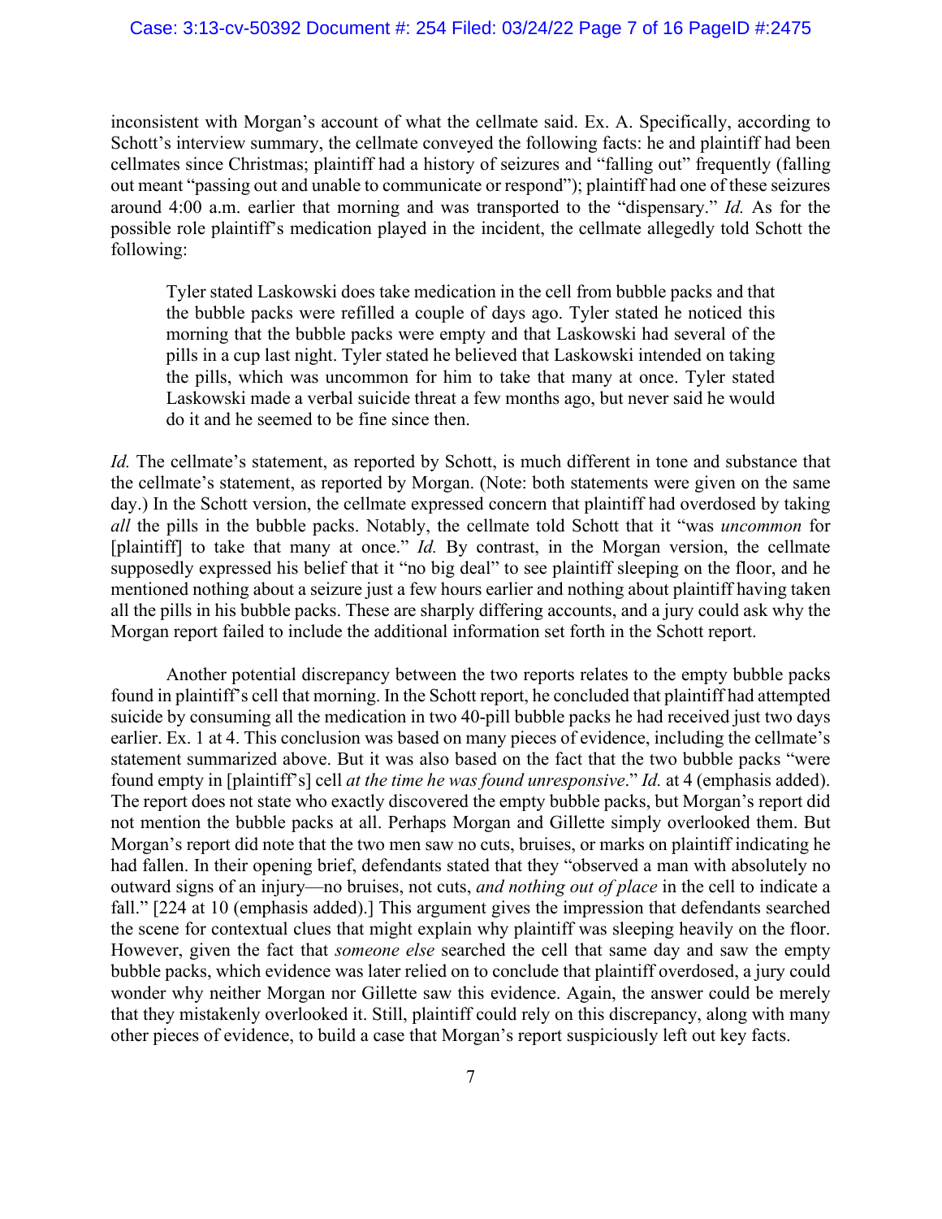inconsistent with Morgan's account of what the cellmate said. Ex. A. Specifically, according to Schott's interview summary, the cellmate conveyed the following facts: he and plaintiff had been cellmates since Christmas; plaintiff had a history of seizures and "falling out" frequently (falling out meant "passing out and unable to communicate or respond"); plaintiff had one of these seizures around 4:00 a.m. earlier that morning and was transported to the "dispensary." *Id.* As for the possible role plaintiff's medication played in the incident, the cellmate allegedly told Schott the following:

> Tyler stated Laskowski does take medication in the cell from bubble packs and that the bubble packs were refilled a couple of days ago. Tyler stated he noticed this morning that the bubble packs were empty and that Laskowski had several of the pills in a cup last night. Tyler stated he believed that Laskowski intended on taking the pills, which was uncommon for him to take that many at once. Tyler stated Laskowski made a verbal suicide threat a few months ago, but never said he would do it and he seemed to be fine since then.

*Id.* The cellmate's statement, as reported by Schott, is much different in tone and substance that the cellmate's statement, as reported by Morgan. (Note: both statements were given on the same day.) In the Schott version, the cellmate expressed concern that plaintiff had overdosed by taking *all* the pills in the bubble packs. Notably, the cellmate told Schott that it "was *uncommon* for [plaintiff] to take that many at once." *Id.* By contrast, in the Morgan version, the cellmate supposedly expressed his belief that it "no big deal" to see plaintiff sleeping on the floor, and he mentioned nothing about a seizure just a few hours earlier and nothing about plaintiff having taken all the pills in his bubble packs. These are sharply differing accounts, and a jury could ask why the Morgan report failed to include the additional information set forth in the Schott report.

Another potential discrepancy between the two reports relates to the empty bubble packs found in plaintiff's cell that morning. In the Schott report, he concluded that plaintiff had attempted suicide by consuming all the medication in two 40-pill bubble packs he had received just two days earlier. Ex. 1 at 4. This conclusion was based on many pieces of evidence, including the cellmate's statement summarized above. But it was also based on the fact that the two bubble packs "were found empty in [plaintiff's] cell *at the time he was found unresponsive*." *Id.* at 4 (emphasis added). The report does not state who exactly discovered the empty bubble packs, but Morgan's report did not mention the bubble packs at all. Perhaps Morgan and Gillette simply overlooked them. But Morgan's report did note that the two men saw no cuts, bruises, or marks on plaintiff indicating he had fallen. In their opening brief, defendants stated that they "observed a man with absolutely no outward signs of an injury—no bruises, not cuts, *and nothing out of place* in the cell to indicate a fall." [224 at 10 (emphasis added).] This argument gives the impression that defendants searched the scene for contextual clues that might explain why plaintiff was sleeping heavily on the floor. However, given the fact that *someone else* searched the cell that same day and saw the empty bubble packs, which evidence was later relied on to conclude that plaintiff overdosed, a jury could wonder why neither Morgan nor Gillette saw this evidence. Again, the answer could be merely that they mistakenly overlooked it. Still, plaintiff could rely on this discrepancy, along with many other pieces of evidence, to build a case that Morgan's report suspiciously left out key facts.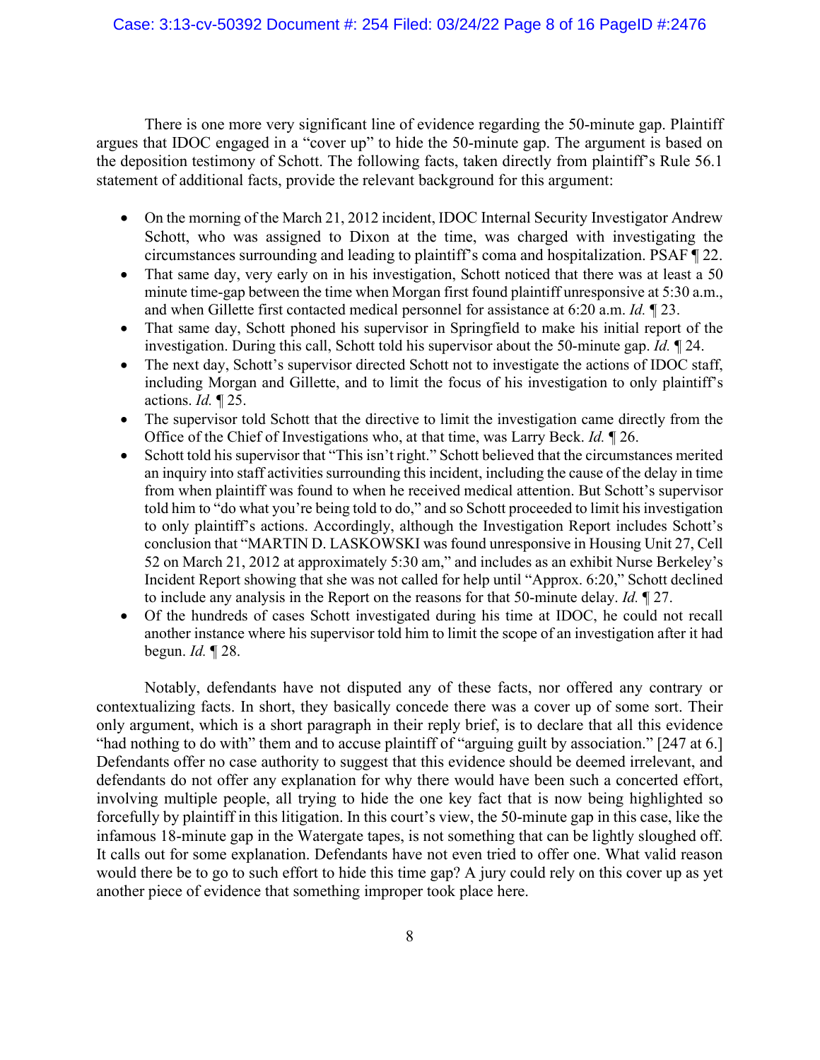There is one more very significant line of evidence regarding the 50-minute gap. Plaintiff argues that IDOC engaged in a "cover up" to hide the 50-minute gap. The argument is based on the deposition testimony of Schott. The following facts, taken directly from plaintiff's Rule 56.1 statement of additional facts, provide the relevant background for this argument:

- On the morning of the March 21, 2012 incident, IDOC Internal Security Investigator Andrew Schott, who was assigned to Dixon at the time, was charged with investigating the circumstances surrounding and leading to plaintiff's coma and hospitalization. PSAF ¶ 22.
- That same day, very early on in his investigation, Schott noticed that there was at least a 50 minute time-gap between the time when Morgan first found plaintiff unresponsive at 5:30 a.m., and when Gillette first contacted medical personnel for assistance at 6:20 a.m. *Id.* ¶ 23.
- That same day, Schott phoned his supervisor in Springfield to make his initial report of the investigation. During this call, Schott told his supervisor about the 50-minute gap. *Id.* ¶ 24.
- The next day, Schott's supervisor directed Schott not to investigate the actions of IDOC staff, including Morgan and Gillette, and to limit the focus of his investigation to only plaintiff's actions. *Id.* ¶ 25.
- The supervisor told Schott that the directive to limit the investigation came directly from the Office of the Chief of Investigations who, at that time, was Larry Beck. *Id.* ¶ 26.
- Schott told his supervisor that "This isn't right." Schott believed that the circumstances merited an inquiry into staff activities surrounding this incident, including the cause of the delay in time from when plaintiff was found to when he received medical attention. But Schott's supervisor told him to "do what you're being told to do," and so Schott proceeded to limit his investigation to only plaintiff's actions. Accordingly, although the Investigation Report includes Schott's conclusion that "MARTIN D. LASKOWSKI was found unresponsive in Housing Unit 27, Cell 52 on March 21, 2012 at approximately 5:30 am," and includes as an exhibit Nurse Berkeley's Incident Report showing that she was not called for help until "Approx. 6:20," Schott declined to include any analysis in the Report on the reasons for that 50-minute delay. *Id.* ¶ 27.
- Of the hundreds of cases Schott investigated during his time at IDOC, he could not recall another instance where his supervisor told him to limit the scope of an investigation after it had begun. *Id.* ¶ 28.

Notably, defendants have not disputed any of these facts, nor offered any contrary or contextualizing facts. In short, they basically concede there was a cover up of some sort. Their only argument, which is a short paragraph in their reply brief, is to declare that all this evidence "had nothing to do with" them and to accuse plaintiff of "arguing guilt by association." [247 at 6.] Defendants offer no case authority to suggest that this evidence should be deemed irrelevant, and defendants do not offer any explanation for why there would have been such a concerted effort, involving multiple people, all trying to hide the one key fact that is now being highlighted so forcefully by plaintiff in this litigation. In this court's view, the 50-minute gap in this case, like the infamous 18-minute gap in the Watergate tapes, is not something that can be lightly sloughed off. It calls out for some explanation. Defendants have not even tried to offer one. What valid reason would there be to go to such effort to hide this time gap? A jury could rely on this cover up as yet another piece of evidence that something improper took place here.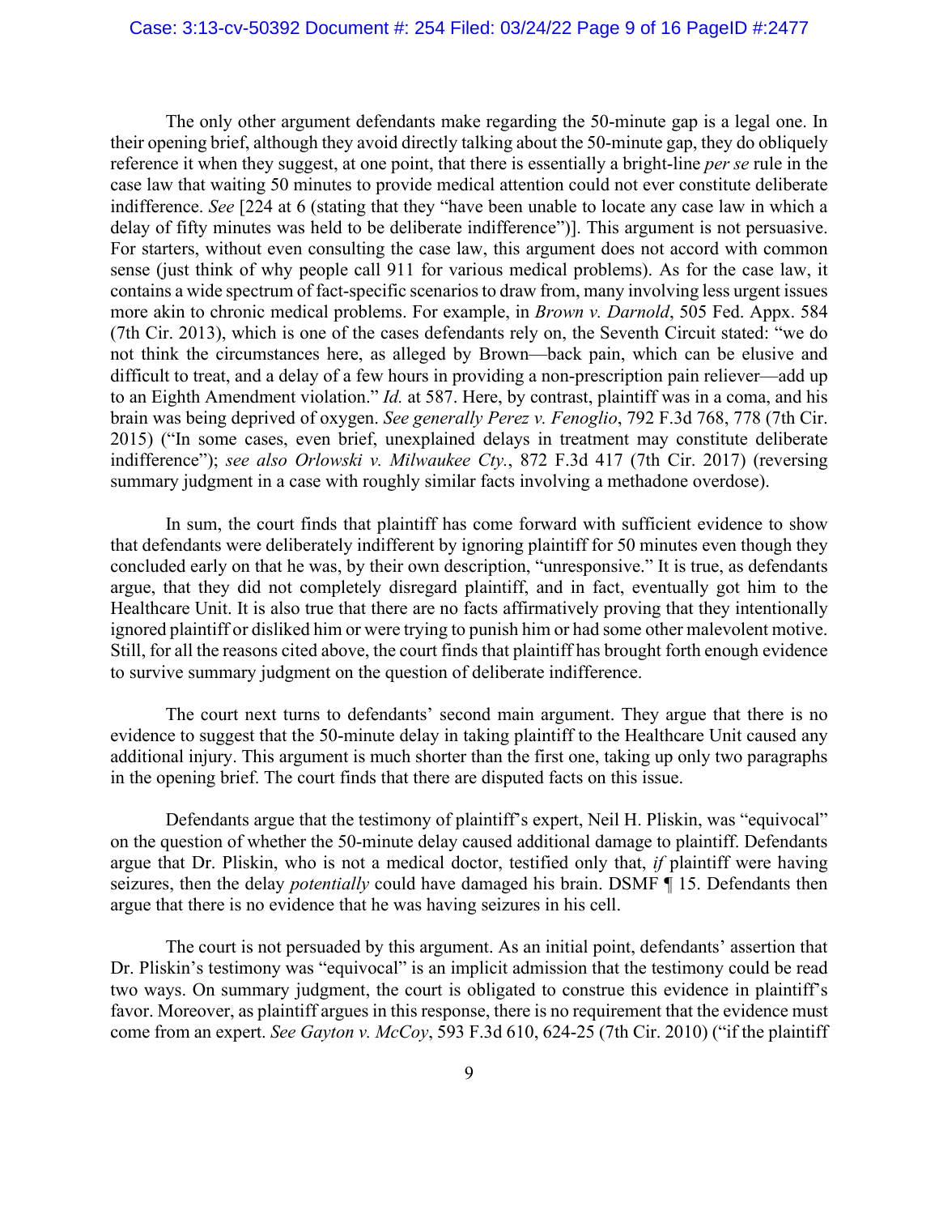The only other argument defendants make regarding the 50-minute gap is a legal one. In their opening brief, although they avoid directly talking about the 50-minute gap, they do obliquely reference it when they suggest, at one point, that there is essentially a bright-line *per se* rule in the case law that waiting 50 minutes to provide medical attention could not ever constitute deliberate indifference. *See* [224 at 6 (stating that they "have been unable to locate any case law in which a delay of fifty minutes was held to be deliberate indifference")]. This argument is not persuasive. For starters, without even consulting the case law, this argument does not accord with common sense (just think of why people call 911 for various medical problems). As for the case law, it contains a wide spectrum of fact-specific scenarios to draw from, many involving less urgent issues more akin to chronic medical problems. For example, in *Brown v. Darnold*, 505 Fed. Appx. 584 (7th Cir. 2013), which is one of the cases defendants rely on, the Seventh Circuit stated: "we do not think the circumstances here, as alleged by Brown—back pain, which can be elusive and difficult to treat, and a delay of a few hours in providing a non-prescription pain reliever—add up to an Eighth Amendment violation." *Id.* at 587. Here, by contrast, plaintiff was in a coma, and his brain was being deprived of oxygen. *See generally Perez v. Fenoglio*, 792 F.3d 768, 778 (7th Cir. 2015) ("In some cases, even brief, unexplained delays in treatment may constitute deliberate indifference"); *see also Orlowski v. Milwaukee Cty.*, 872 F.3d 417 (7th Cir. 2017) (reversing summary judgment in a case with roughly similar facts involving a methadone overdose).

In sum, the court finds that plaintiff has come forward with sufficient evidence to show that defendants were deliberately indifferent by ignoring plaintiff for 50 minutes even though they concluded early on that he was, by their own description, "unresponsive." It is true, as defendants argue, that they did not completely disregard plaintiff, and in fact, eventually got him to the Healthcare Unit. It is also true that there are no facts affirmatively proving that they intentionally ignored plaintiff or disliked him or were trying to punish him or had some other malevolent motive. Still, for all the reasons cited above, the court finds that plaintiff has brought forth enough evidence to survive summary judgment on the question of deliberate indifference.

The court next turns to defendants' second main argument. They argue that there is no evidence to suggest that the 50-minute delay in taking plaintiff to the Healthcare Unit caused any additional injury. This argument is much shorter than the first one, taking up only two paragraphs in the opening brief. The court finds that there are disputed facts on this issue.

Defendants argue that the testimony of plaintiff's expert, Neil H. Pliskin, was "equivocal" on the question of whether the 50-minute delay caused additional damage to plaintiff. Defendants argue that Dr. Pliskin, who is not a medical doctor, testified only that, *if* plaintiff were having seizures, then the delay *potentially* could have damaged his brain. DSMF ¶ 15. Defendants then argue that there is no evidence that he was having seizures in his cell.

The court is not persuaded by this argument. As an initial point, defendants' assertion that Dr. Pliskin's testimony was "equivocal" is an implicit admission that the testimony could be read two ways. On summary judgment, the court is obligated to construe this evidence in plaintiff's favor. Moreover, as plaintiff argues in this response, there is no requirement that the evidence must come from an expert. *See Gayton v. McCoy*, 593 F.3d 610, 624-25 (7th Cir. 2010) ("if the plaintiff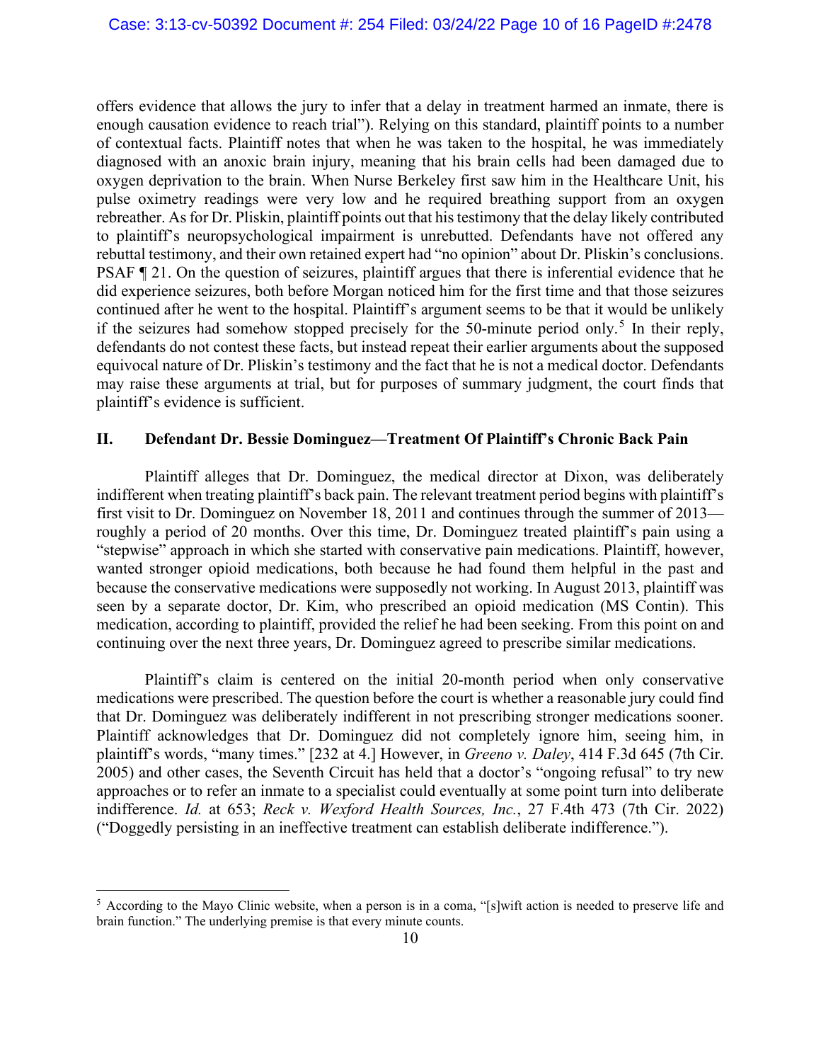offers evidence that allows the jury to infer that a delay in treatment harmed an inmate, there is enough causation evidence to reach trial"). Relying on this standard, plaintiff points to a number of contextual facts. Plaintiff notes that when he was taken to the hospital, he was immediately diagnosed with an anoxic brain injury, meaning that his brain cells had been damaged due to oxygen deprivation to the brain. When Nurse Berkeley first saw him in the Healthcare Unit, his pulse oximetry readings were very low and he required breathing support from an oxygen rebreather. As for Dr. Pliskin, plaintiff points out that his testimony that the delay likely contributed to plaintiff's neuropsychological impairment is unrebutted. Defendants have not offered any rebuttal testimony, and their own retained expert had "no opinion" about Dr. Pliskin's conclusions. PSAF ¶ 21. On the question of seizures, plaintiff argues that there is inferential evidence that he did experience seizures, both before Morgan noticed him for the first time and that those seizures continued after he went to the hospital. Plaintiff's argument seems to be that it would be unlikely if the seizures had somehow stopped precisely for the 50-minute period only.[5] In their reply, defendants do not contest these facts, but instead repeat their earlier arguments about the supposed equivocal nature of Dr. Pliskin's testimony and the fact that he is not a medical doctor. Defendants may raise these arguments at trial, but for purposes of summary judgment, the court finds that plaintiff's evidence is sufficient.

## II. Defendant Dr. Bessie Dominguez—Treatment Of Plaintiff's Chronic Back Pain

Plaintiff alleges that Dr. Dominguez, the medical director at Dixon, was deliberately indifferent when treating plaintiff's back pain. The relevant treatment period begins with plaintiff's first visit to Dr. Dominguez on November 18, 2011 and continues through the summer of 2013—roughly a period of 20 months. Over this time, Dr. Dominguez treated plaintiff's pain using a "stepwise" approach in which she started with conservative pain medications. Plaintiff, however, wanted stronger opioid medications, both because he had found them helpful in the past and because the conservative medications were supposedly not working. In August 2013, plaintiff was seen by a separate doctor, Dr. Kim, who prescribed an opioid medication (MS Contin). This medication, according to plaintiff, provided the relief he had been seeking. From this point on and continuing over the next three years, Dr. Dominguez agreed to prescribe similar medications.

Plaintiff's claim is centered on the initial 20-month period when only conservative medications were prescribed. The question before the court is whether a reasonable jury could find that Dr. Dominguez was deliberately indifferent in not prescribing stronger medications sooner. Plaintiff acknowledges that Dr. Dominguez did not completely ignore him, seeing him, in plaintiff's words, "many times." [232 at 4.] However, in *Greeno v. Daley*, 414 F.3d 645 (7th Cir. 2005) and other cases, the Seventh Circuit has held that a doctor's "ongoing refusal" to try new approaches or to refer an inmate to a specialist could eventually at some point turn into deliberate indifference. *Id.* at 653; *Reck v. Wexford Health Sources, Inc.*, 27 F.4th 473 (7th Cir. 2022) ("Doggedly persisting in an ineffective treatment can establish deliberate indifference.").

---

[5] According to the Mayo Clinic website, when a person is in a coma, "[s]wift action is needed to preserve life and brain function." The underlying premise is that every minute counts.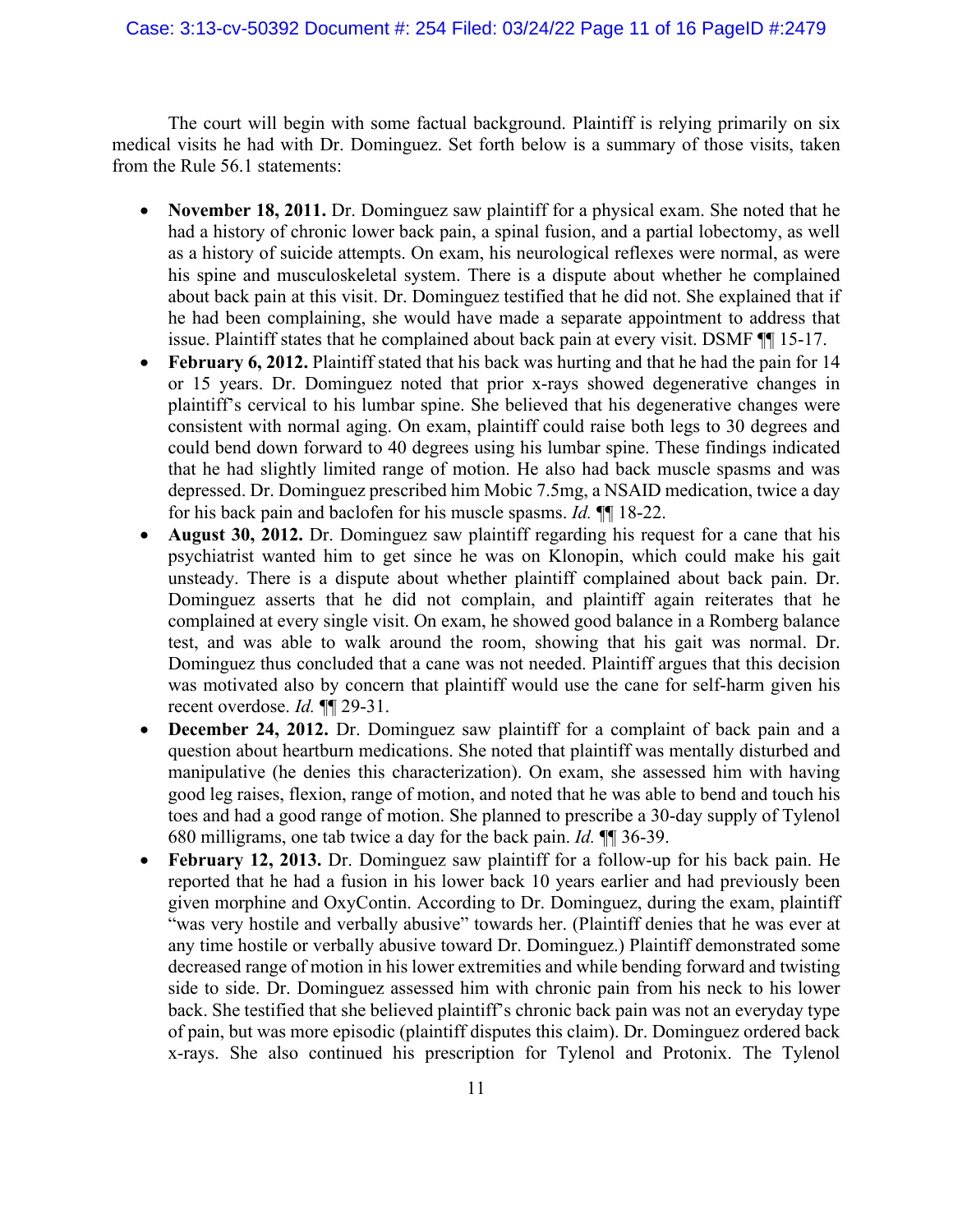The court will begin with some factual background. Plaintiff is relying primarily on six medical visits he had with Dr. Dominguez. Set forth below is a summary of those visits, taken from the Rule 56.1 statements:

- **November 18, 2011.** Dr. Dominguez saw plaintiff for a physical exam. She noted that he had a history of chronic lower back pain, a spinal fusion, and a partial lobectomy, as well as a history of suicide attempts. On exam, his neurological reflexes were normal, as were his spine and musculoskeletal system. There is a dispute about whether he complained about back pain at this visit. Dr. Dominguez testified that he did not. She explained that if he had been complaining, she would have made a separate appointment to address that issue. Plaintiff states that he complained about back pain at every visit. DSMF ¶¶ 15-17.
- **February 6, 2012.** Plaintiff stated that his back was hurting and that he had the pain for 14 or 15 years. Dr. Dominguez noted that prior x-rays showed degenerative changes in plaintiff's cervical to his lumbar spine. She believed that his degenerative changes were consistent with normal aging. On exam, plaintiff could raise both legs to 30 degrees and could bend down forward to 40 degrees using his lumbar spine. These findings indicated that he had slightly limited range of motion. He also had back muscle spasms and was depressed. Dr. Dominguez prescribed him Mobic 7.5mg, a NSAID medication, twice a day for his back pain and baclofen for his muscle spasms. *Id.* ¶¶ 18-22.
- **August 30, 2012.** Dr. Dominguez saw plaintiff regarding his request for a cane that his psychiatrist wanted him to get since he was on Klonopin, which could make his gait unsteady. There is a dispute about whether plaintiff complained about back pain. Dr. Dominguez asserts that he did not complain, and plaintiff again reiterates that he complained at every single visit. On exam, he showed good balance in a Romberg balance test, and was able to walk around the room, showing that his gait was normal. Dr. Dominguez thus concluded that a cane was not needed. Plaintiff argues that this decision was motivated also by concern that plaintiff would use the cane for self-harm given his recent overdose. *Id.* ¶¶ 29-31.
- **December 24, 2012.** Dr. Dominguez saw plaintiff for a complaint of back pain and a question about heartburn medications. She noted that plaintiff was mentally disturbed and manipulative (he denies this characterization). On exam, she assessed him with having good leg raises, flexion, range of motion, and noted that he was able to bend and touch his toes and had a good range of motion. She planned to prescribe a 30-day supply of Tylenol 680 milligrams, one tab twice a day for the back pain. *Id.* ¶¶ 36-39.
- **February 12, 2013.** Dr. Dominguez saw plaintiff for a follow-up for his back pain. He reported that he had a fusion in his lower back 10 years earlier and had previously been given morphine and OxyContin. According to Dr. Dominguez, during the exam, plaintiff "was very hostile and verbally abusive" towards her. (Plaintiff denies that he was ever at any time hostile or verbally abusive toward Dr. Dominguez.) Plaintiff demonstrated some decreased range of motion in his lower extremities and while bending forward and twisting side to side. Dr. Dominguez assessed him with chronic pain from his neck to his lower back. She testified that she believed plaintiff's chronic back pain was not an everyday type of pain, but was more episodic (plaintiff disputes this claim). Dr. Dominguez ordered back x-rays. She also continued his prescription for Tylenol and Protonix. The Tylenol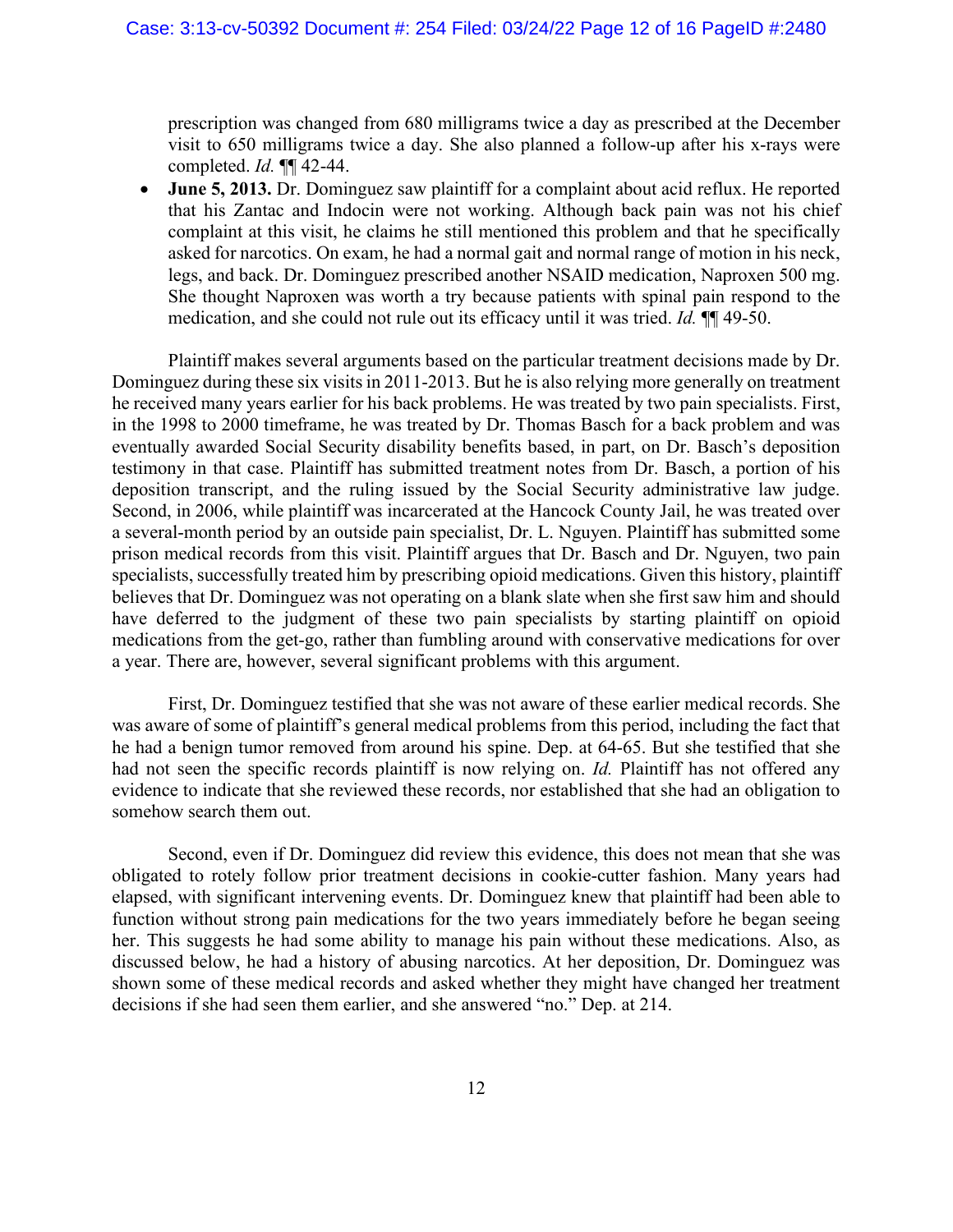prescription was changed from 680 milligrams twice a day as prescribed at the December visit to 650 milligrams twice a day. She also planned a follow-up after his x-rays were completed. *Id.* ¶¶ 42-44.

- **June 5, 2013.** Dr. Dominguez saw plaintiff for a complaint about acid reflux. He reported that his Zantac and Indocin were not working. Although back pain was not his chief complaint at this visit, he claims he still mentioned this problem and that he specifically asked for narcotics. On exam, he had a normal gait and normal range of motion in his neck, legs, and back. Dr. Dominguez prescribed another NSAID medication, Naproxen 500 mg. She thought Naproxen was worth a try because patients with spinal pain respond to the medication, and she could not rule out its efficacy until it was tried. *Id.* ¶¶ 49-50.

Plaintiff makes several arguments based on the particular treatment decisions made by Dr. Dominguez during these six visits in 2011-2013. But he is also relying more generally on treatment he received many years earlier for his back problems. He was treated by two pain specialists. First, in the 1998 to 2000 timeframe, he was treated by Dr. Thomas Basch for a back problem and was eventually awarded Social Security disability benefits based, in part, on Dr. Basch's deposition testimony in that case. Plaintiff has submitted treatment notes from Dr. Basch, a portion of his deposition transcript, and the ruling issued by the Social Security administrative law judge. Second, in 2006, while plaintiff was incarcerated at the Hancock County Jail, he was treated over a several-month period by an outside pain specialist, Dr. L. Nguyen. Plaintiff has submitted some prison medical records from this visit. Plaintiff argues that Dr. Basch and Dr. Nguyen, two pain specialists, successfully treated him by prescribing opioid medications. Given this history, plaintiff believes that Dr. Dominguez was not operating on a blank slate when she first saw him and should have deferred to the judgment of these two pain specialists by starting plaintiff on opioid medications from the get-go, rather than fumbling around with conservative medications for over a year. There are, however, several significant problems with this argument.

First, Dr. Dominguez testified that she was not aware of these earlier medical records. She was aware of some of plaintiff's general medical problems from this period, including the fact that he had a benign tumor removed from around his spine. Dep. at 64-65. But she testified that she had not seen the specific records plaintiff is now relying on. *Id.* Plaintiff has not offered any evidence to indicate that she reviewed these records, nor established that she had an obligation to somehow search them out.

Second, even if Dr. Dominguez did review this evidence, this does not mean that she was obligated to rotely follow prior treatment decisions in cookie-cutter fashion. Many years had elapsed, with significant intervening events. Dr. Dominguez knew that plaintiff had been able to function without strong pain medications for the two years immediately before he began seeing her. This suggests he had some ability to manage his pain without these medications. Also, as discussed below, he had a history of abusing narcotics. At her deposition, Dr. Dominguez was shown some of these medical records and asked whether they might have changed her treatment decisions if she had seen them earlier, and she answered "no." Dep. at 214.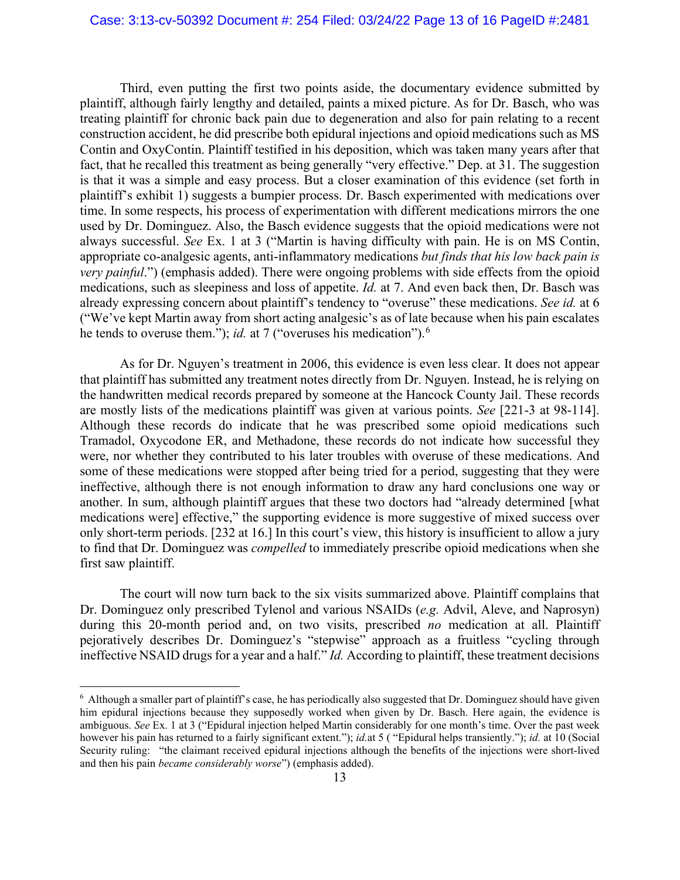Third, even putting the first two points aside, the documentary evidence submitted by plaintiff, although fairly lengthy and detailed, paints a mixed picture. As for Dr. Basch, who was treating plaintiff for chronic back pain due to degeneration and also for pain relating to a recent construction accident, he did prescribe both epidural injections and opioid medications such as MS Contin and OxyContin. Plaintiff testified in his deposition, which was taken many years after that fact, that he recalled this treatment as being generally "very effective." Dep. at 31. The suggestion is that it was a simple and easy process. But a closer examination of this evidence (set forth in plaintiff's exhibit 1) suggests a bumpier process. Dr. Basch experimented with medications over time. In some respects, his process of experimentation with different medications mirrors the one used by Dr. Dominguez. Also, the Basch evidence suggests that the opioid medications were not always successful. *See* Ex. 1 at 3 ("Martin is having difficulty with pain. He is on MS Contin, appropriate co-analgesic agents, anti-inflammatory medications *but finds that his low back pain is very painful*.") (emphasis added). There were ongoing problems with side effects from the opioid medications, such as sleepiness and loss of appetite. *Id.* at 7. And even back then, Dr. Basch was already expressing concern about plaintiff's tendency to "overuse" these medications. *See id.* at 6 ("We've kept Martin away from short acting analgesic's as of late because when his pain escalates he tends to overuse them."); *id.* at 7 ("overuses his medication").[6]

As for Dr. Nguyen's treatment in 2006, this evidence is even less clear. It does not appear that plaintiff has submitted any treatment notes directly from Dr. Nguyen. Instead, he is relying on the handwritten medical records prepared by someone at the Hancock County Jail. These records are mostly lists of the medications plaintiff was given at various points. *See* [221-3 at 98-114]. Although these records do indicate that he was prescribed some opioid medications such Tramadol, Oxycodone ER, and Methadone, these records do not indicate how successful they were, nor whether they contributed to his later troubles with overuse of these medications. And some of these medications were stopped after being tried for a period, suggesting that they were ineffective, although there is not enough information to draw any hard conclusions one way or another. In sum, although plaintiff argues that these two doctors had "already determined [what medications were] effective," the supporting evidence is more suggestive of mixed success over only short-term periods. [232 at 16.] In this court's view, this history is insufficient to allow a jury to find that Dr. Dominguez was *compelled* to immediately prescribe opioid medications when she first saw plaintiff.

The court will now turn back to the six visits summarized above. Plaintiff complains that Dr. Dominguez only prescribed Tylenol and various NSAIDs (*e.g.* Advil, Aleve, and Naprosyn) during this 20-month period and, on two visits, prescribed *no* medication at all. Plaintiff pejoratively describes Dr. Dominguez's "stepwise" approach as a fruitless "cycling through ineffective NSAID drugs for a year and a half." *Id.* According to plaintiff, these treatment decisions

---

[6] Although a smaller part of plaintiff's case, he has periodically also suggested that Dr. Dominguez should have given him epidural injections because they supposedly worked when given by Dr. Basch. Here again, the evidence is ambiguous. *See* Ex. 1 at 3 ("Epidural injection helped Martin considerably for one month's time. Over the past week however his pain has returned to a fairly significant extent."); *id.* at 5 ( "Epidural helps transiently."); *id.* at 10 (Social Security ruling: "the claimant received epidural injections although the benefits of the injections were short-lived and then his pain *became considerably worse*") (emphasis added).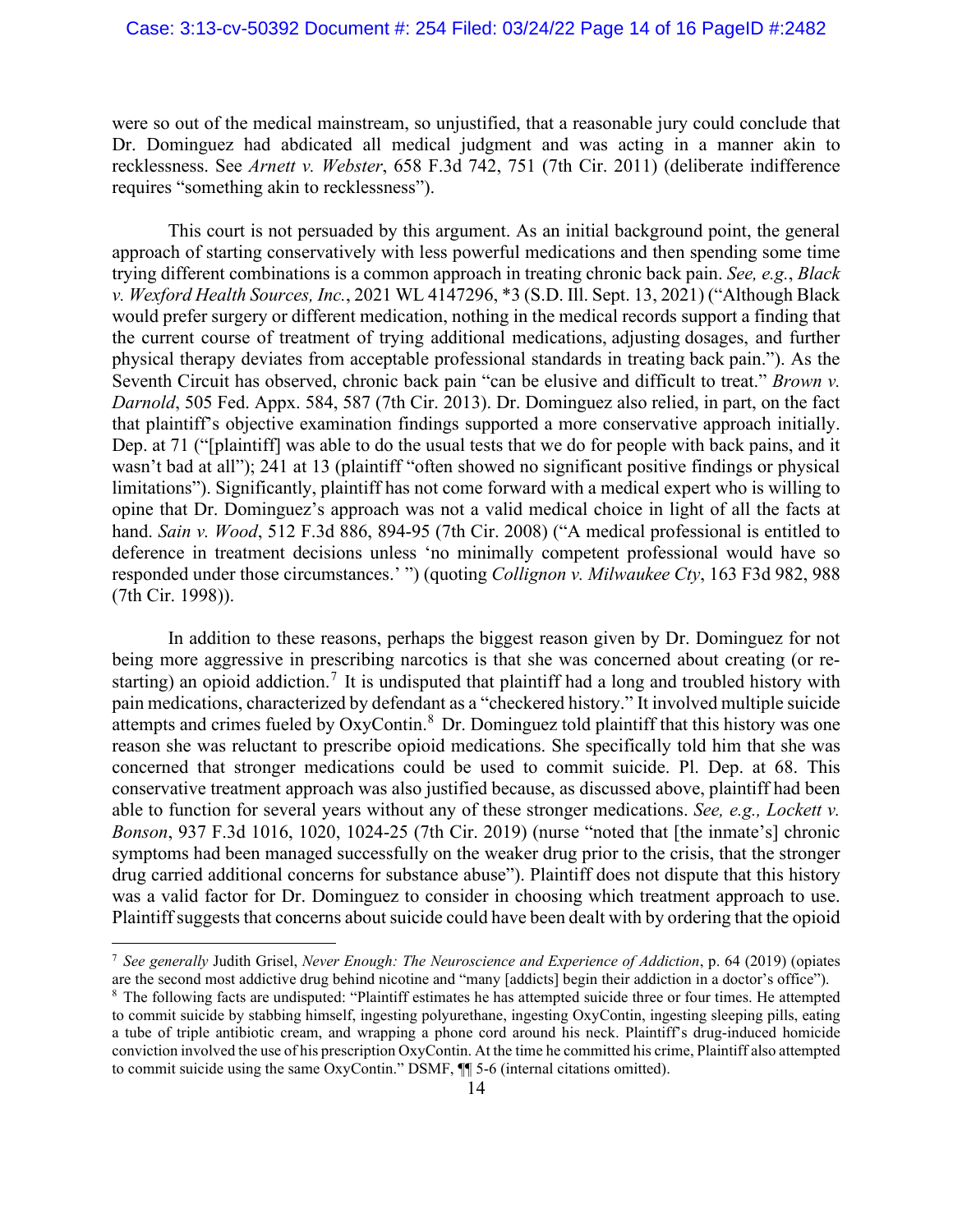were so out of the medical mainstream, so unjustified, that a reasonable jury could conclude that Dr. Dominguez had abdicated all medical judgment and was acting in a manner akin to recklessness. See *Arnett v. Webster*, 658 F.3d 742, 751 (7th Cir. 2011) (deliberate indifference requires "something akin to recklessness").

This court is not persuaded by this argument. As an initial background point, the general approach of starting conservatively with less powerful medications and then spending some time trying different combinations is a common approach in treating chronic back pain. *See, e.g.*, *Black v. Wexford Health Sources, Inc.*, 2021 WL 4147296, *3 (S.D. Ill. Sept. 13, 2021) ("Although Black would prefer surgery or different medication, nothing in the medical records support a finding that the current course of treatment of trying additional medications, adjusting dosages, and further physical therapy deviates from acceptable professional standards in treating back pain."). As the Seventh Circuit has observed, chronic back pain "can be elusive and difficult to treat." *Brown v. Darnold*, 505 Fed. Appx. 584, 587 (7th Cir. 2013). Dr. Dominguez also relied, in part, on the fact that plaintiff's objective examination findings supported a more conservative approach initially. Dep. at 71 ("[plaintiff] was able to do the usual tests that we do for people with back pains, and it wasn't bad at all"); 241 at 13 (plaintiff "often showed no significant positive findings or physical limitations"). Significantly, plaintiff has not come forward with a medical expert who is willing to opine that Dr. Dominguez's approach was not a valid medical choice in light of all the facts at hand. *Sain v. Wood*, 512 F.3d 886, 894-95 (7th Cir. 2008) ("A medical professional is entitled to deference in treatment decisions unless 'no minimally competent professional would have so responded under those circumstances.' ") (quoting *Collignon v. Milwaukee Cty*, 163 F3d 982, 988 (7th Cir. 1998)).

In addition to these reasons, perhaps the biggest reason given by Dr. Dominguez for not being more aggressive in prescribing narcotics is that she was concerned about creating (or re-starting) an opioid addiction.[7] It is undisputed that plaintiff had a long and troubled history with pain medications, characterized by defendant as a "checkered history." It involved multiple suicide attempts and crimes fueled by OxyContin.[8] Dr. Dominguez told plaintiff that this history was one reason she was reluctant to prescribe opioid medications. She specifically told him that she was concerned that stronger medications could be used to commit suicide. Pl. Dep. at 68. This conservative treatment approach was also justified because, as discussed above, plaintiff had been able to function for several years without any of these stronger medications. *See, e.g., Lockett v. Bonson*, 937 F.3d 1016, 1020, 1024-25 (7th Cir. 2019) (nurse "noted that [the inmate's] chronic symptoms had been managed successfully on the weaker drug prior to the crisis, that the stronger drug carried additional concerns for substance abuse"). Plaintiff does not dispute that this history was a valid factor for Dr. Dominguez to consider in choosing which treatment approach to use. Plaintiff suggests that concerns about suicide could have been dealt with by ordering that the opioid

---

[7] *See generally* Judith Grisel, *Never Enough: The Neuroscience and Experience of Addiction*, p. 64 (2019) (opiates are the second most addictive drug behind nicotine and "many [addicts] begin their addiction in a doctor's office").

[8] The following facts are undisputed: "Plaintiff estimates he has attempted suicide three or four times. He attempted to commit suicide by stabbing himself, ingesting polyurethane, ingesting OxyContin, ingesting sleeping pills, eating a tube of triple antibiotic cream, and wrapping a phone cord around his neck. Plaintiff's drug-induced homicide conviction involved the use of his prescription OxyContin. At the time he committed his crime, Plaintiff also attempted to commit suicide using the same OxyContin." DSMF, ¶¶ 5-6 (internal citations omitted).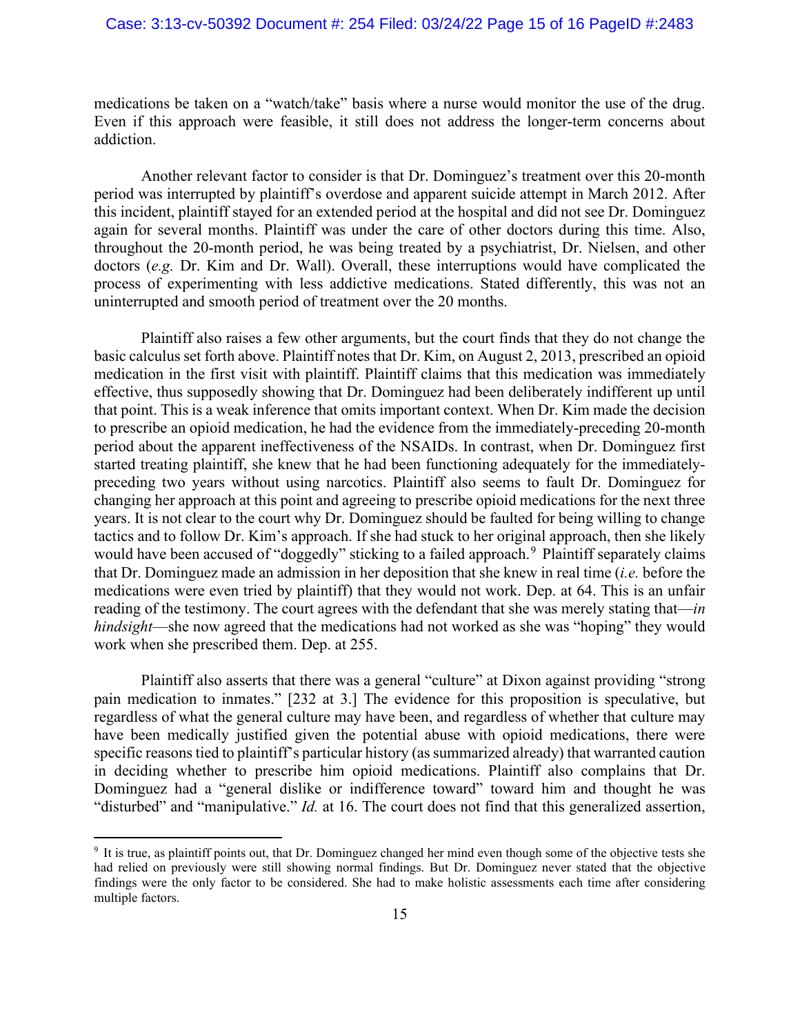medications be taken on a "watch/take" basis where a nurse would monitor the use of the drug. Even if this approach were feasible, it still does not address the longer-term concerns about addiction.

Another relevant factor to consider is that Dr. Dominguez's treatment over this 20-month period was interrupted by plaintiff's overdose and apparent suicide attempt in March 2012. After this incident, plaintiff stayed for an extended period at the hospital and did not see Dr. Dominguez again for several months. Plaintiff was under the care of other doctors during this time. Also, throughout the 20-month period, he was being treated by a psychiatrist, Dr. Nielsen, and other doctors (*e.g.* Dr. Kim and Dr. Wall). Overall, these interruptions would have complicated the process of experimenting with less addictive medications. Stated differently, this was not an uninterrupted and smooth period of treatment over the 20 months.

Plaintiff also raises a few other arguments, but the court finds that they do not change the basic calculus set forth above. Plaintiff notes that Dr. Kim, on August 2, 2013, prescribed an opioid medication in the first visit with plaintiff. Plaintiff claims that this medication was immediately effective, thus supposedly showing that Dr. Dominguez had been deliberately indifferent up until that point. This is a weak inference that omits important context. When Dr. Kim made the decision to prescribe an opioid medication, he had the evidence from the immediately-preceding 20-month period about the apparent ineffectiveness of the NSAIDs. In contrast, when Dr. Dominguez first started treating plaintiff, she knew that he had been functioning adequately for the immediately-preceding two years without using narcotics. Plaintiff also seems to fault Dr. Dominguez for changing her approach at this point and agreeing to prescribe opioid medications for the next three years. It is not clear to the court why Dr. Dominguez should be faulted for being willing to change tactics and to follow Dr. Kim's approach. If she had stuck to her original approach, then she likely would have been accused of "doggedly" sticking to a failed approach.[9] Plaintiff separately claims that Dr. Dominguez made an admission in her deposition that she knew in real time (*i.e.* before the medications were even tried by plaintiff) that they would not work. Dep. at 64. This is an unfair reading of the testimony. The court agrees with the defendant that she was merely stating that—*in hindsight*—she now agreed that the medications had not worked as she was "hoping" they would work when she prescribed them. Dep. at 255.

Plaintiff also asserts that there was a general "culture" at Dixon against providing "strong pain medication to inmates." [232 at 3.] The evidence for this proposition is speculative, but regardless of what the general culture may have been, and regardless of whether that culture may have been medically justified given the potential abuse with opioid medications, there were specific reasons tied to plaintiff's particular history (as summarized already) that warranted caution in deciding whether to prescribe him opioid medications. Plaintiff also complains that Dr. Dominguez had a "general dislike or indifference toward" toward him and thought he was "disturbed" and "manipulative." *Id.* at 16. The court does not find that this generalized assertion,

[9] It is true, as plaintiff points out, that Dr. Dominguez changed her mind even though some of the objective tests she had relied on previously were still showing normal findings. But Dr. Dominguez never stated that the objective findings were the only factor to be considered. She had to make holistic assessments each time after considering multiple factors.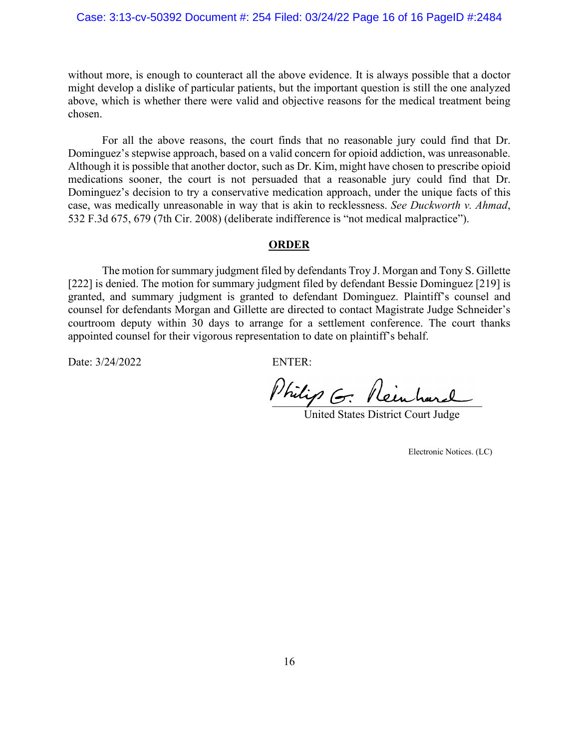without more, is enough to counteract all the above evidence. It is always possible that a doctor might develop a dislike of particular patients, but the important question is still the one analyzed above, which is whether there were valid and objective reasons for the medical treatment being chosen.

For all the above reasons, the court finds that no reasonable jury could find that Dr. Dominguez's stepwise approach, based on a valid concern for opioid addiction, was unreasonable. Although it is possible that another doctor, such as Dr. Kim, might have chosen to prescribe opioid medications sooner, the court is not persuaded that a reasonable jury could find that Dr. Dominguez's decision to try a conservative medication approach, under the unique facts of this case, was medically unreasonable in way that is akin to recklessness. *See Duckworth v. Ahmad*, 532 F.3d 675, 679 (7th Cir. 2008) (deliberate indifference is "not medical malpractice").

**ORDER**

The motion for summary judgment filed by defendants Troy J. Morgan and Tony S. Gillette [222] is denied. The motion for summary judgment filed by defendant Bessie Dominguez [219] is granted, and summary judgment is granted to defendant Dominguez. Plaintiff's counsel and counsel for defendants Morgan and Gillette are directed to contact Magistrate Judge Schneider's courtroom deputy within 30 days to arrange for a settlement conference. The court thanks appointed counsel for their vigorous representation to date on plaintiff's behalf.

Date: 3/24/2022

ENTER:

Philip G. Reinhard

United States District Court Judge

Electronic Notices. (LC)